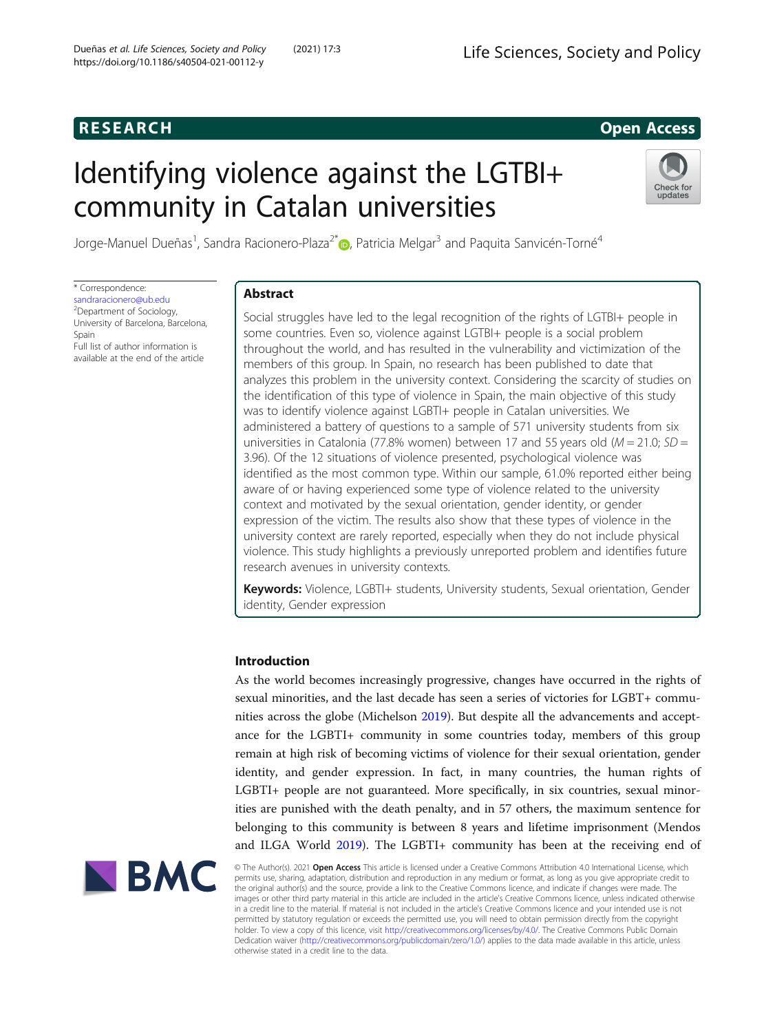RESEARCH

Open Access

# Identifying violence against the LGTBI+ community in Catalan universities

Jorge-Manuel Dueñas[1], Sandra Racionero-Plaza[2*], Patricia Melgar[3] and Paquita Sanvicén-Torné[4]

\* Correspondence: sandraracionero@ub.edu
[2]Department of Sociology, University of Barcelona, Barcelona, Spain
Full list of author information is available at the end of the article

## Abstract

Social struggles have led to the legal recognition of the rights of LGTBI+ people in some countries. Even so, violence against LGBTI+ people is a social problem throughout the world, and has resulted in the vulnerability and victimization of the members of this group. In Spain, no research has been published to date that analyzes this problem in the university context. Considering the scarcity of studies on the identification of this type of violence in Spain, the main objective of this study was to identify violence against LGBTI+ people in Catalan universities. We administered a battery of questions to a sample of 571 university students from six universities in Catalonia (77.8% women) between 17 and 55 years old ($M = 21.0$; $SD = 3.96$). Of the 12 situations of violence presented, psychological violence was identified as the most common type. Within our sample, 61.0% reported either being aware of or having experienced some type of violence related to the university context and motivated by the sexual orientation, gender identity, or gender expression of the victim. The results also show that these types of violence in the university context are rarely reported, especially when they do not include physical violence. This study highlights a previously unreported problem and identifies future research avenues in university contexts.

**Keywords:** Violence, LGBTI+ students, University students, Sexual orientation, Gender identity, Gender expression

## Introduction

As the world becomes increasingly progressive, changes have occurred in the rights of sexual minorities, and the last decade has seen a series of victories for LGBT+ communities across the globe (Michelson 2019). But despite all the advancements and acceptance for the LGBTI+ community in some countries today, members of this group remain at high risk of becoming victims of violence for their sexual orientation, gender identity, and gender expression. In fact, in many countries, the human rights of LGBTI+ people are not guaranteed. More specifically, in six countries, sexual minorities are punished with the death penalty, and in 57 others, the maximum sentence for belonging to this community is between 8 years and lifetime imprisonment (Mendos and ILGA World 2019). The LGBTI+ community has been at the receiving end of

© The Author(s). 2021 **Open Access** This article is licensed under a Creative Commons Attribution 4.0 International License, which permits use, sharing, adaptation, distribution and reproduction in any medium or format, as long as you give appropriate credit to the original author(s) and the source, provide a link to the Creative Commons licence, and indicate if changes were made. The images or other third party material in this article are included in the article's Creative Commons licence, unless indicated otherwise in a credit line to the material. If material is not included in the article's Creative Commons licence and your intended use is not permitted by statutory regulation or exceeds the permitted use, you will need to obtain permission directly from the copyright holder. To view a copy of this licence, visit http://creativecommons.org/licenses/by/4.0/. The Creative Commons Public Domain Dedication waiver (http://creativecommons.org/publicdomain/zero/1.0/) applies to the data made available in this article, unless otherwise stated in a credit line to the data.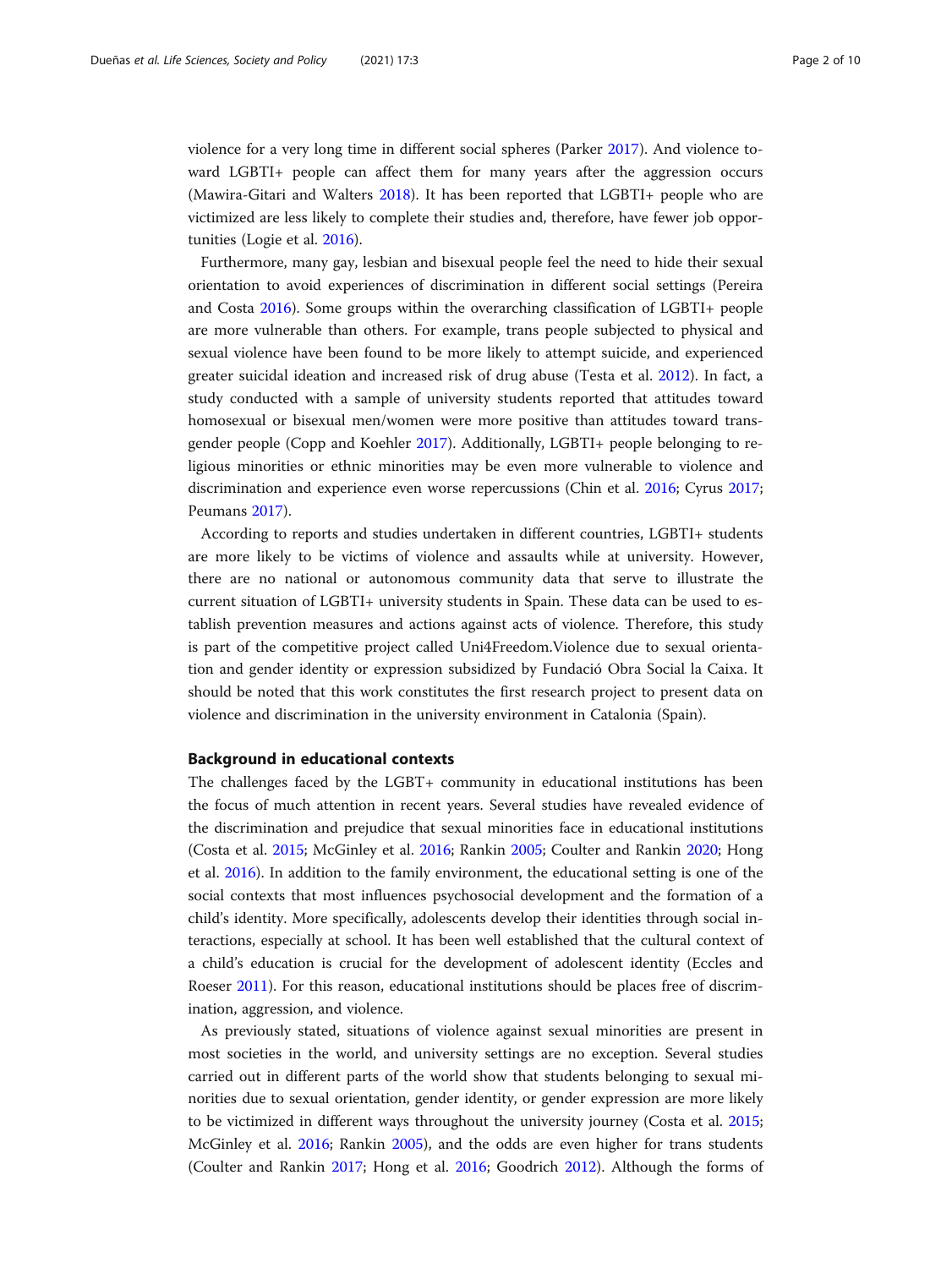violence for a very long time in different social spheres (Parker 2017). And violence toward LGBTI+ people can affect them for many years after the aggression occurs (Mawira-Gitari and Walters 2018). It has been reported that LGBTI+ people who are victimized are less likely to complete their studies and, therefore, have fewer job opportunities (Logie et al. 2016).

Furthermore, many gay, lesbian and bisexual people feel the need to hide their sexual orientation to avoid experiences of discrimination in different social settings (Pereira and Costa 2016). Some groups within the overarching classification of LGBTI+ people are more vulnerable than others. For example, trans people subjected to physical and sexual violence have been found to be more likely to attempt suicide, and experienced greater suicidal ideation and increased risk of drug abuse (Testa et al. 2012). In fact, a study conducted with a sample of university students reported that attitudes toward homosexual or bisexual men/women were more positive than attitudes toward transgender people (Copp and Koehler 2017). Additionally, LGBTI+ people belonging to religious minorities or ethnic minorities may be even more vulnerable to violence and discrimination and experience even worse repercussions (Chin et al. 2016; Cyrus 2017; Peumans 2017).

According to reports and studies undertaken in different countries, LGBTI+ students are more likely to be victims of violence and assaults while at university. However, there are no national or autonomous community data that serve to illustrate the current situation of LGBTI+ university students in Spain. These data can be used to establish prevention measures and actions against acts of violence. Therefore, this study is part of the competitive project called Uni4Freedom.Violence due to sexual orientation and gender identity or expression subsidized by Fundació Obra Social la Caixa. It should be noted that this work constitutes the first research project to present data on violence and discrimination in the university environment in Catalonia (Spain).

## Background in educational contexts

The challenges faced by the LGBT+ community in educational institutions has been the focus of much attention in recent years. Several studies have revealed evidence of the discrimination and prejudice that sexual minorities face in educational institutions (Costa et al. 2015; McGinley et al. 2016; Rankin 2005; Coulter and Rankin 2020; Hong et al. 2016). In addition to the family environment, the educational setting is one of the social contexts that most influences psychosocial development and the formation of a child's identity. More specifically, adolescents develop their identities through social interactions, especially at school. It has been well established that the cultural context of a child's education is crucial for the development of adolescent identity (Eccles and Roeser 2011). For this reason, educational institutions should be places free of discrimination, aggression, and violence.

As previously stated, situations of violence against sexual minorities are present in most societies in the world, and university settings are no exception. Several studies carried out in different parts of the world show that students belonging to sexual minorities due to sexual orientation, gender identity, or gender expression are more likely to be victimized in different ways throughout the university journey (Costa et al. 2015; McGinley et al. 2016; Rankin 2005), and the odds are even higher for trans students (Coulter and Rankin 2017; Hong et al. 2016; Goodrich 2012). Although the forms of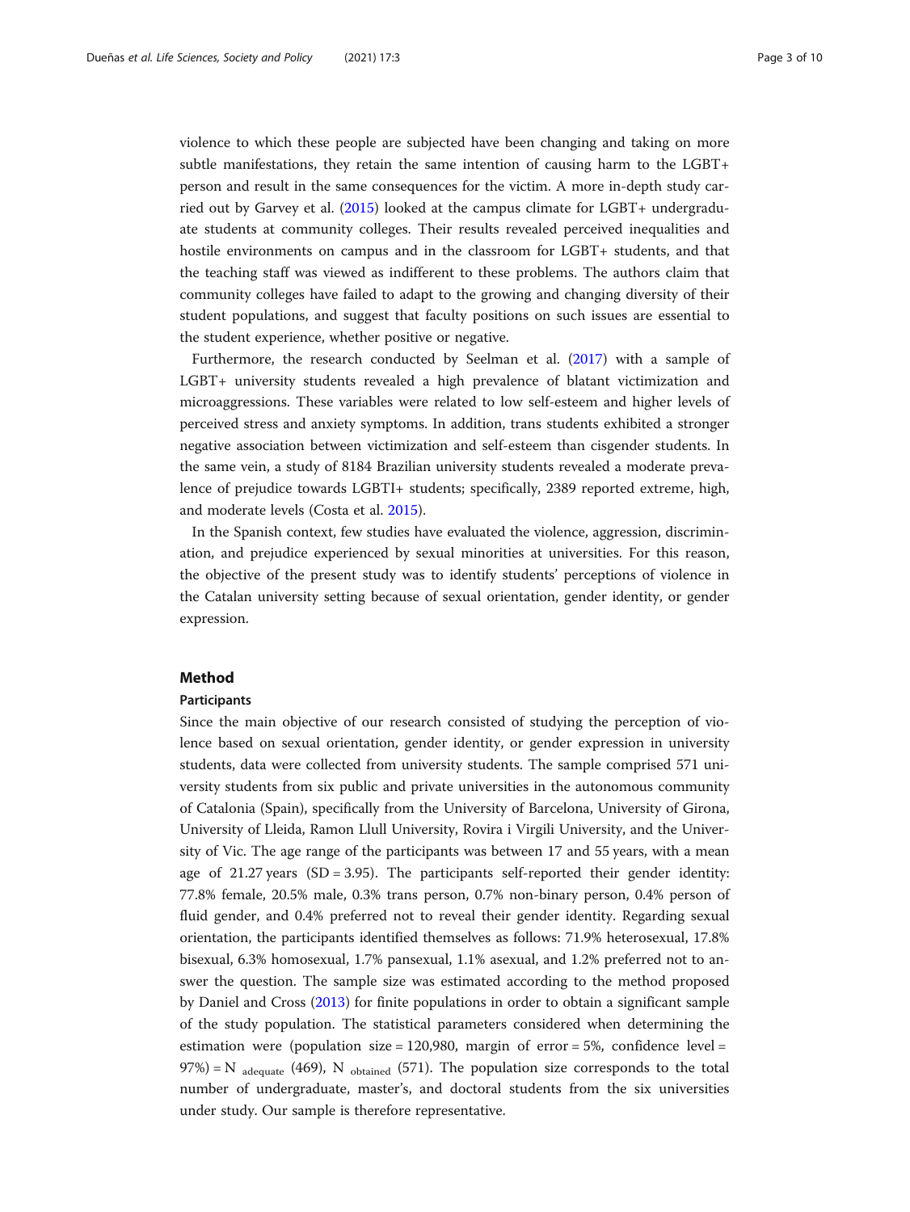violence to which these people are subjected have been changing and taking on more subtle manifestations, they retain the same intention of causing harm to the LGBT+ person and result in the same consequences for the victim. A more in-depth study carried out by Garvey et al. (2015) looked at the campus climate for LGBT+ undergraduate students at community colleges. Their results revealed perceived inequalities and hostile environments on campus and in the classroom for LGBT+ students, and that the teaching staff was viewed as indifferent to these problems. The authors claim that community colleges have failed to adapt to the growing and changing diversity of their student populations, and suggest that faculty positions on such issues are essential to the student experience, whether positive or negative.

Furthermore, the research conducted by Seelman et al. (2017) with a sample of LGBT+ university students revealed a high prevalence of blatant victimization and microaggressions. These variables were related to low self-esteem and higher levels of perceived stress and anxiety symptoms. In addition, trans students exhibited a stronger negative association between victimization and self-esteem than cisgender students. In the same vein, a study of 8184 Brazilian university students revealed a moderate prevalence of prejudice towards LGBTI+ students; specifically, 2389 reported extreme, high, and moderate levels (Costa et al. 2015).

In the Spanish context, few studies have evaluated the violence, aggression, discrimination, and prejudice experienced by sexual minorities at universities. For this reason, the objective of the present study was to identify students' perceptions of violence in the Catalan university setting because of sexual orientation, gender identity, or gender expression.

## Method

### Participants

Since the main objective of our research consisted of studying the perception of violence based on sexual orientation, gender identity, or gender expression in university students, data were collected from university students. The sample comprised 571 university students from six public and private universities in the autonomous community of Catalonia (Spain), specifically from the University of Barcelona, University of Girona, University of Lleida, Ramon Llull University, Rovira i Virgili University, and the University of Vic. The age range of the participants was between 17 and 55 years, with a mean age of 21.27 years (SD = 3.95). The participants self-reported their gender identity: 77.8% female, 20.5% male, 0.3% trans person, 0.7% non-binary person, 0.4% person of fluid gender, and 0.4% preferred not to reveal their gender identity. Regarding sexual orientation, the participants identified themselves as follows: 71.9% heterosexual, 17.8% bisexual, 6.3% homosexual, 1.7% pansexual, 1.1% asexual, and 1.2% preferred not to answer the question. The sample size was estimated according to the method proposed by Daniel and Cross (2013) for finite populations in order to obtain a significant sample of the study population. The statistical parameters considered when determining the estimation were (population size = 120,980, margin of error = 5%, confidence level = 97%) = $N_{adequate}$ (469), $N_{obtained}$ (571). The population size corresponds to the total number of undergraduate, master's, and doctoral students from the six universities under study. Our sample is therefore representative.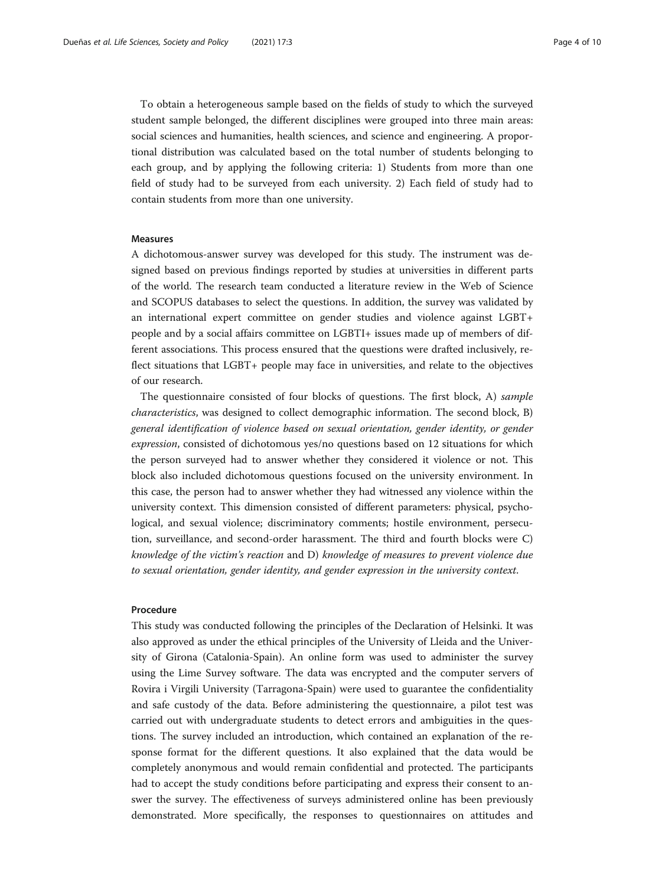To obtain a heterogeneous sample based on the fields of study to which the surveyed student sample belonged, the different disciplines were grouped into three main areas: social sciences and humanities, health sciences, and science and engineering. A proportional distribution was calculated based on the total number of students belonging to each group, and by applying the following criteria: 1) Students from more than one field of study had to be surveyed from each university. 2) Each field of study had to contain students from more than one university.

### Measures

A dichotomous-answer survey was developed for this study. The instrument was designed based on previous findings reported by studies at universities in different parts of the world. The research team conducted a literature review in the Web of Science and SCOPUS databases to select the questions. In addition, the survey was validated by an international expert committee on gender studies and violence against LGBT+ people and by a social affairs committee on LGBTI+ issues made up of members of different associations. This process ensured that the questions were drafted inclusively, reflect situations that LGBT+ people may face in universities, and relate to the objectives of our research.

The questionnaire consisted of four blocks of questions. The first block, A) *sample characteristics*, was designed to collect demographic information. The second block, B) *general identification of violence based on sexual orientation, gender identity, or gender expression*, consisted of dichotomous yes/no questions based on 12 situations for which the person surveyed had to answer whether they considered it violence or not. This block also included dichotomous questions focused on the university environment. In this case, the person had to answer whether they had witnessed any violence within the university context. This dimension consisted of different parameters: physical, psychological, and sexual violence; discriminatory comments; hostile environment, persecution, surveillance, and second-order harassment. The third and fourth blocks were C) *knowledge of the victim's reaction* and D) *knowledge of measures to prevent violence due to sexual orientation, gender identity, and gender expression in the university context*.

### Procedure

This study was conducted following the principles of the Declaration of Helsinki. It was also approved as under the ethical principles of the University of Lleida and the University of Girona (Catalonia-Spain). An online form was used to administer the survey using the Lime Survey software. The data was encrypted and the computer servers of Rovira i Virgili University (Tarragona-Spain) were used to guarantee the confidentiality and safe custody of the data. Before administering the questionnaire, a pilot test was carried out with undergraduate students to detect errors and ambiguities in the questions. The survey included an introduction, which contained an explanation of the response format for the different questions. It also explained that the data would be completely anonymous and would remain confidential and protected. The participants had to accept the study conditions before participating and express their consent to answer the survey. The effectiveness of surveys administered online has been previously demonstrated. More specifically, the responses to questionnaires on attitudes and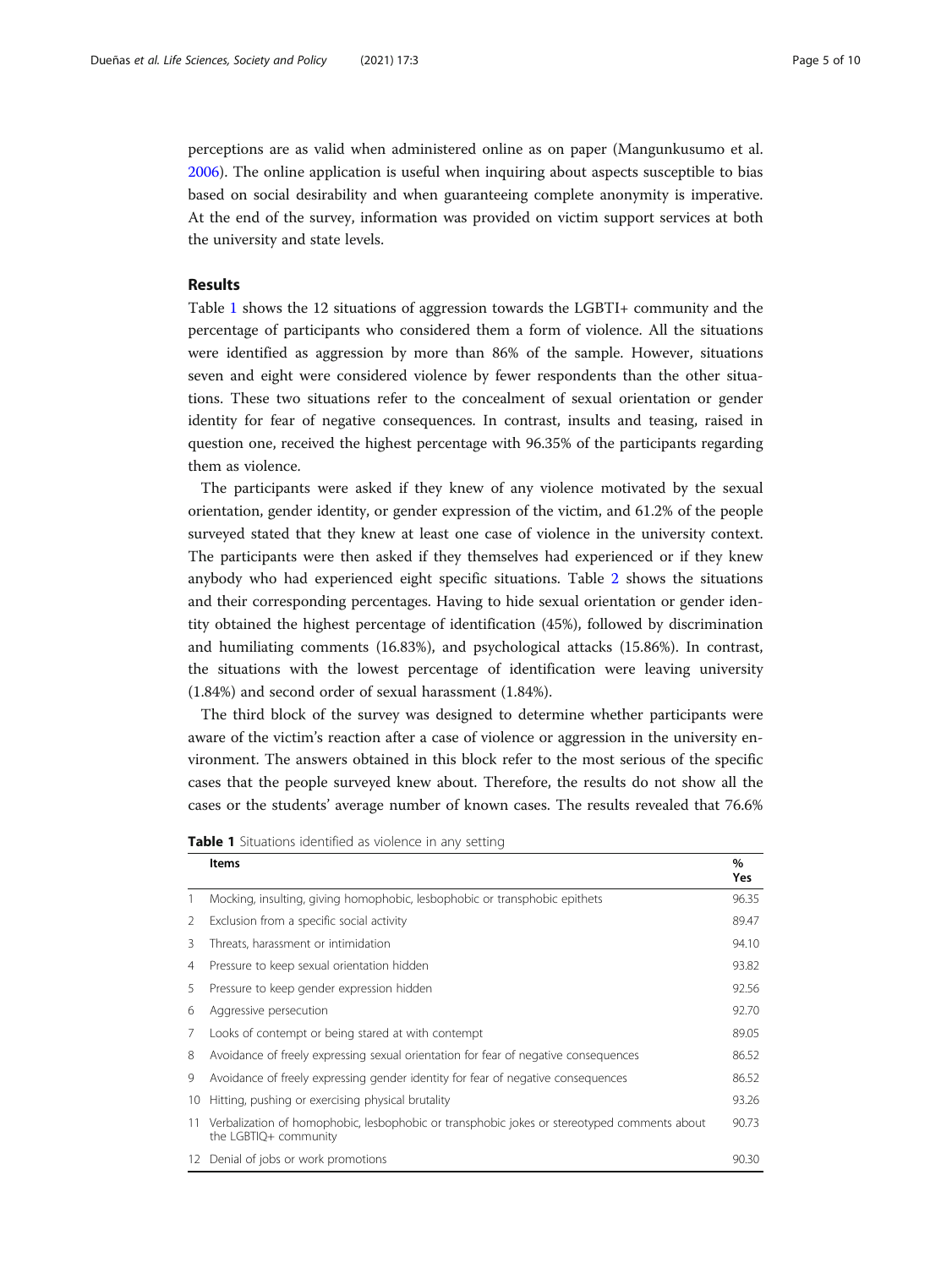perceptions are as valid when administered online as on paper (Mangunkusumo et al. 2006). The online application is useful when inquiring about aspects susceptible to bias based on social desirability and when guaranteeing complete anonymity is imperative. At the end of the survey, information was provided on victim support services at both the university and state levels.

## Results

Table 1 shows the 12 situations of aggression towards the LGBTI+ community and the percentage of participants who considered them a form of violence. All the situations were identified as aggression by more than 86% of the sample. However, situations seven and eight were considered violence by fewer respondents than the other situations. These two situations refer to the concealment of sexual orientation or gender identity for fear of negative consequences. In contrast, insults and teasing, raised in question one, received the highest percentage with 96.35% of the participants regarding them as violence.

The participants were asked if they knew of any violence motivated by the sexual orientation, gender identity, or gender expression of the victim, and 61.2% of the people surveyed stated that they knew at least one case of violence in the university context. The participants were then asked if they themselves had experienced or if they knew anybody who had experienced eight specific situations. Table 2 shows the situations and their corresponding percentages. Having to hide sexual orientation or gender identity obtained the highest percentage of identification (45%), followed by discrimination and humiliating comments (16.83%), and psychological attacks (15.86%). In contrast, the situations with the lowest percentage of identification were leaving university (1.84%) and second order of sexual harassment (1.84%).

The third block of the survey was designed to determine whether participants were aware of the victim's reaction after a case of violence or aggression in the university environment. The answers obtained in this block refer to the most serious of the specific cases that the people surveyed knew about. Therefore, the results do not show all the cases or the students' average number of known cases. The results revealed that 76.6%

**Table 1** Situations identified as violence in any setting

| | Items | % Yes |
|---|---|---|
| 1 | Mocking, insulting, giving homophobic, lesbophobic or transphobic epithets | 96.35 |
| 2 | Exclusion from a specific social activity | 89.47 |
| 3 | Threats, harassment or intimidation | 94.10 |
| 4 | Pressure to keep sexual orientation hidden | 93.82 |
| 5 | Pressure to keep gender expression hidden | 92.56 |
| 6 | Aggressive persecution | 92.70 |
| 7 | Looks of contempt or being stared at with contempt | 89.05 |
| 8 | Avoidance of freely expressing sexual orientation for fear of negative consequences | 86.52 |
| 9 | Avoidance of freely expressing gender identity for fear of negative consequences | 86.52 |
| 10 | Hitting, pushing or exercising physical brutality | 93.26 |
| 11 | Verbalization of homophobic, lesbophobic or transphobic jokes or stereotyped comments about the LGBTIQ+ community | 90.73 |
| 12 | Denial of jobs or work promotions | 90.30 |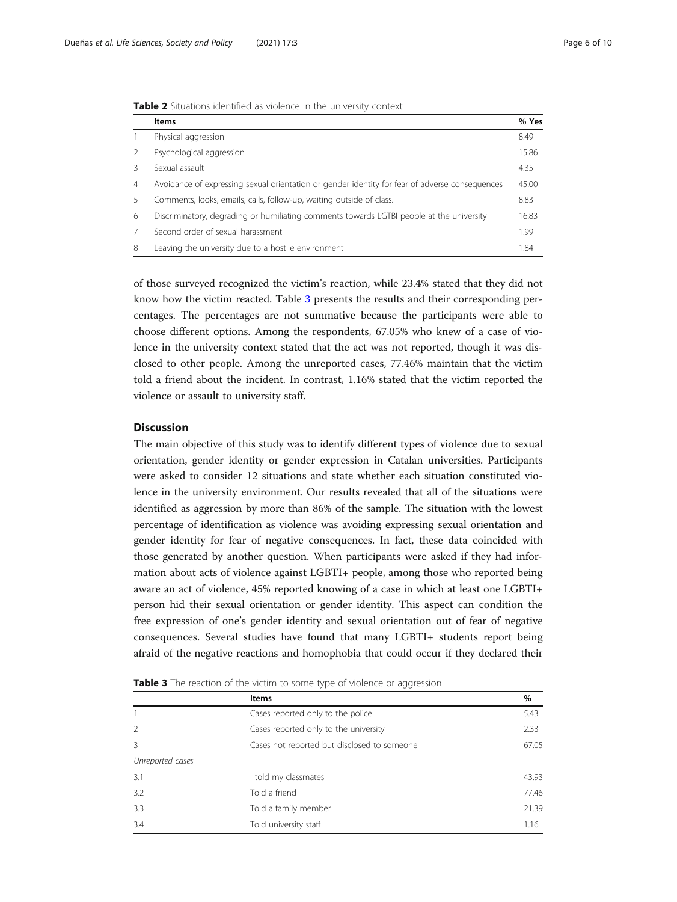**Table 2** Situations identified as violence in the university context

| | Items | % Yes |
|---|---|---|
| 1 | Physical aggression | 8.49 |
| 2 | Psychological aggression | 15.86 |
| 3 | Sexual assault | 4.35 |
| 4 | Avoidance of expressing sexual orientation or gender identity for fear of adverse consequences | 45.00 |
| 5 | Comments, looks, emails, calls, follow-up, waiting outside of class. | 8.83 |
| 6 | Discriminatory, degrading or humiliating comments towards LGTBI people at the university | 16.83 |
| 7 | Second order of sexual harassment | 1.99 |
| 8 | Leaving the university due to a hostile environment | 1.84 |

of those surveyed recognized the victim's reaction, while 23.4% stated that they did not know how the victim reacted. Table 3 presents the results and their corresponding percentages. The percentages are not summative because the participants were able to choose different options. Among the respondents, 67.05% who knew of a case of violence in the university context stated that the act was not reported, though it was disclosed to other people. Among the unreported cases, 77.46% maintain that the victim told a friend about the incident. In contrast, 1.16% stated that the victim reported the violence or assault to university staff.

## Discussion

The main objective of this study was to identify different types of violence due to sexual orientation, gender identity or gender expression in Catalan universities. Participants were asked to consider 12 situations and state whether each situation constituted violence in the university environment. Our results revealed that all of the situations were identified as aggression by more than 86% of the sample. The situation with the lowest percentage of identification as violence was avoiding expressing sexual orientation and gender identity for fear of negative consequences. In fact, these data coincided with those generated by another question. When participants were asked if they had information about acts of violence against LGBTI+ people, among those who reported being aware an act of violence, 45% reported knowing of a case in which at least one LGBTI+ person hid their sexual orientation or gender identity. This aspect can condition the free expression of one's gender identity and sexual orientation out of fear of negative consequences. Several studies have found that many LGBTI+ students report being afraid of the negative reactions and homophobia that could occur if they declared their

**Table 3** The reaction of the victim to some type of violence or aggression

| | Items | % |
|---|---|---|
| 1 | Cases reported only to the police | 5.43 |
| 2 | Cases reported only to the university | 2.33 |
| 3 | Cases not reported but disclosed to someone | 67.05 |
| *Unreported cases* | | |
| 3.1 | I told my classmates | 43.93 |
| 3.2 | Told a friend | 77.46 |
| 3.3 | Told a family member | 21.39 |
| 3.4 | Told university staff | 1.16 |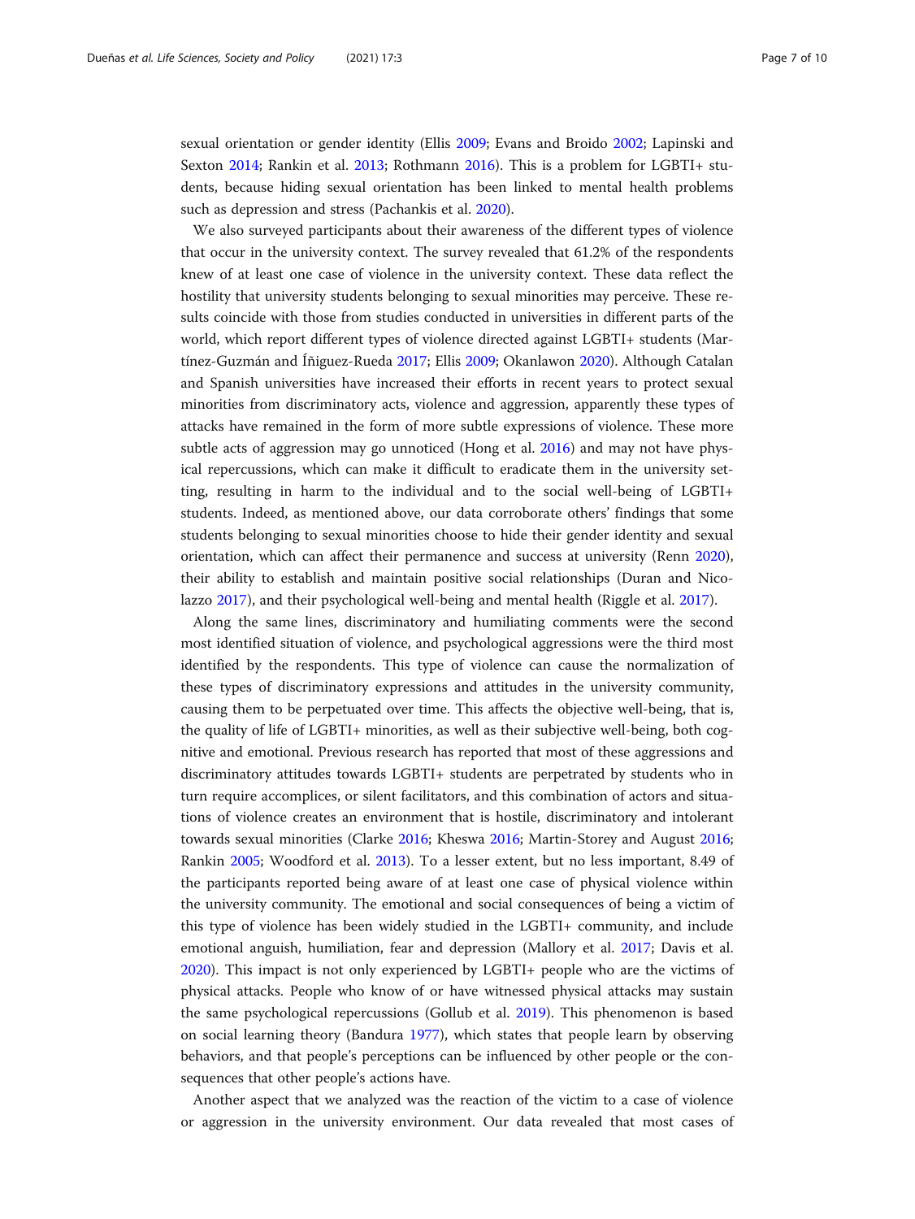sexual orientation or gender identity (Ellis 2009; Evans and Broido 2002; Lapinski and Sexton 2014; Rankin et al. 2013; Rothmann 2016). This is a problem for LGBTI+ students, because hiding sexual orientation has been linked to mental health problems such as depression and stress (Pachankis et al. 2020).

We also surveyed participants about their awareness of the different types of violence that occur in the university context. The survey revealed that 61.2% of the respondents knew of at least one case of violence in the university context. These data reflect the hostility that university students belonging to sexual minorities may perceive. These results coincide with those from studies conducted in universities in different parts of the world, which report different types of violence directed against LGBTI+ students (Martínez-Guzmán and Íñiguez-Rueda 2017; Ellis 2009; Okanlawon 2020). Although Catalan and Spanish universities have increased their efforts in recent years to protect sexual minorities from discriminatory acts, violence and aggression, apparently these types of attacks have remained in the form of more subtle expressions of violence. These more subtle acts of aggression may go unnoticed (Hong et al. 2016) and may not have physical repercussions, which can make it difficult to eradicate them in the university setting, resulting in harm to the individual and to the social well-being of LGBTI+ students. Indeed, as mentioned above, our data corroborate others' findings that some students belonging to sexual minorities choose to hide their gender identity and sexual orientation, which can affect their permanence and success at university (Renn 2020), their ability to establish and maintain positive social relationships (Duran and Nicolazzo 2017), and their psychological well-being and mental health (Riggle et al. 2017).

Along the same lines, discriminatory and humiliating comments were the second most identified situation of violence, and psychological aggressions were the third most identified by the respondents. This type of violence can cause the normalization of these types of discriminatory expressions and attitudes in the university community, causing them to be perpetuated over time. This affects the objective well-being, that is, the quality of life of LGBTI+ minorities, as well as their subjective well-being, both cognitive and emotional. Previous research has reported that most of these aggressions and discriminatory attitudes towards LGBTI+ students are perpetrated by students who in turn require accomplices, or silent facilitators, and this combination of actors and situations of violence creates an environment that is hostile, discriminatory and intolerant towards sexual minorities (Clarke 2016; Kheswa 2016; Martin-Storey and August 2016; Rankin 2005; Woodford et al. 2013). To a lesser extent, but no less important, 8.49 of the participants reported being aware of at least one case of physical violence within the university community. The emotional and social consequences of being a victim of this type of violence has been widely studied in the LGBTI+ community, and include emotional anguish, humiliation, fear and depression (Mallory et al. 2017; Davis et al. 2020). This impact is not only experienced by LGBTI+ people who are the victims of physical attacks. People who know of or have witnessed physical attacks may sustain the same psychological repercussions (Gollub et al. 2019). This phenomenon is based on social learning theory (Bandura 1977), which states that people learn by observing behaviors, and that people's perceptions can be influenced by other people or the consequences that other people's actions have.

Another aspect that we analyzed was the reaction of the victim to a case of violence or aggression in the university environment. Our data revealed that most cases of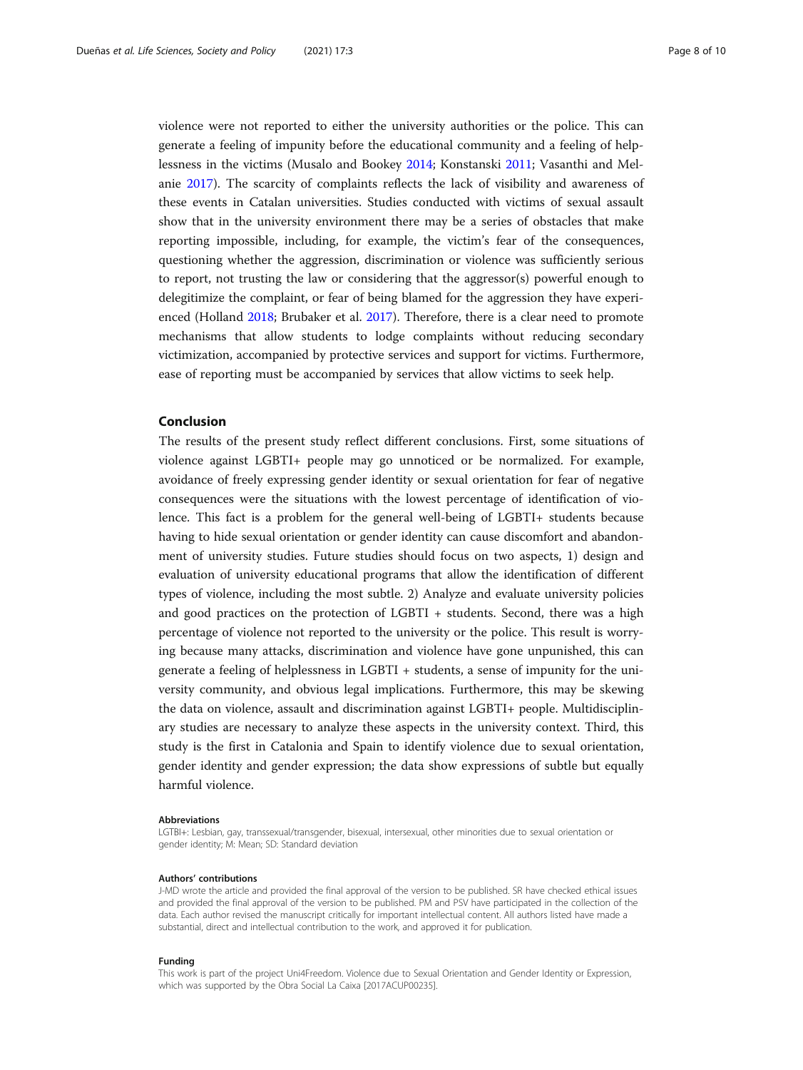violence were not reported to either the university authorities or the police. This can generate a feeling of impunity before the educational community and a feeling of helplessness in the victims (Musalo and Bookey 2014; Konstanski 2011; Vasanthi and Melanie 2017). The scarcity of complaints reflects the lack of visibility and awareness of these events in Catalan universities. Studies conducted with victims of sexual assault show that in the university environment there may be a series of obstacles that make reporting impossible, including, for example, the victim's fear of the consequences, questioning whether the aggression, discrimination or violence was sufficiently serious to report, not trusting the law or considering that the aggressor(s) powerful enough to delegitimize the complaint, or fear of being blamed for the aggression they have experienced (Holland 2018; Brubaker et al. 2017). Therefore, there is a clear need to promote mechanisms that allow students to lodge complaints without reducing secondary victimization, accompanied by protective services and support for victims. Furthermore, ease of reporting must be accompanied by services that allow victims to seek help.

## Conclusion

The results of the present study reflect different conclusions. First, some situations of violence against LGBTI+ people may go unnoticed or be normalized. For example, avoidance of freely expressing gender identity or sexual orientation for fear of negative consequences were the situations with the lowest percentage of identification of violence. This fact is a problem for the general well-being of LGBTI+ students because having to hide sexual orientation or gender identity can cause discomfort and abandonment of university studies. Future studies should focus on two aspects, 1) design and evaluation of university educational programs that allow the identification of different types of violence, including the most subtle. 2) Analyze and evaluate university policies and good practices on the protection of LGBTI + students. Second, there was a high percentage of violence not reported to the university or the police. This result is worrying because many attacks, discrimination and violence have gone unpunished, this can generate a feeling of helplessness in LGBTI + students, a sense of impunity for the university community, and obvious legal implications. Furthermore, this may be skewing the data on violence, assault and discrimination against LGBTI+ people. Multidisciplinary studies are necessary to analyze these aspects in the university context. Third, this study is the first in Catalonia and Spain to identify violence due to sexual orientation, gender identity and gender expression; the data show expressions of subtle but equally harmful violence.

#### Abbreviations

LGTBI+: Lesbian, gay, transsexual/transgender, bisexual, intersexual, other minorities due to sexual orientation or gender identity; M: Mean; SD: Standard deviation

#### Authors' contributions

J-MD wrote the article and provided the final approval of the version to be published. SR have checked ethical issues and provided the final approval of the version to be published. PM and PSV have participated in the collection of the data. Each author revised the manuscript critically for important intellectual content. All authors listed have made a substantial, direct and intellectual contribution to the work, and approved it for publication.

#### Funding

This work is part of the project Uni4Freedom. Violence due to Sexual Orientation and Gender Identity or Expression, which was supported by the Obra Social La Caixa [2017ACUP00235].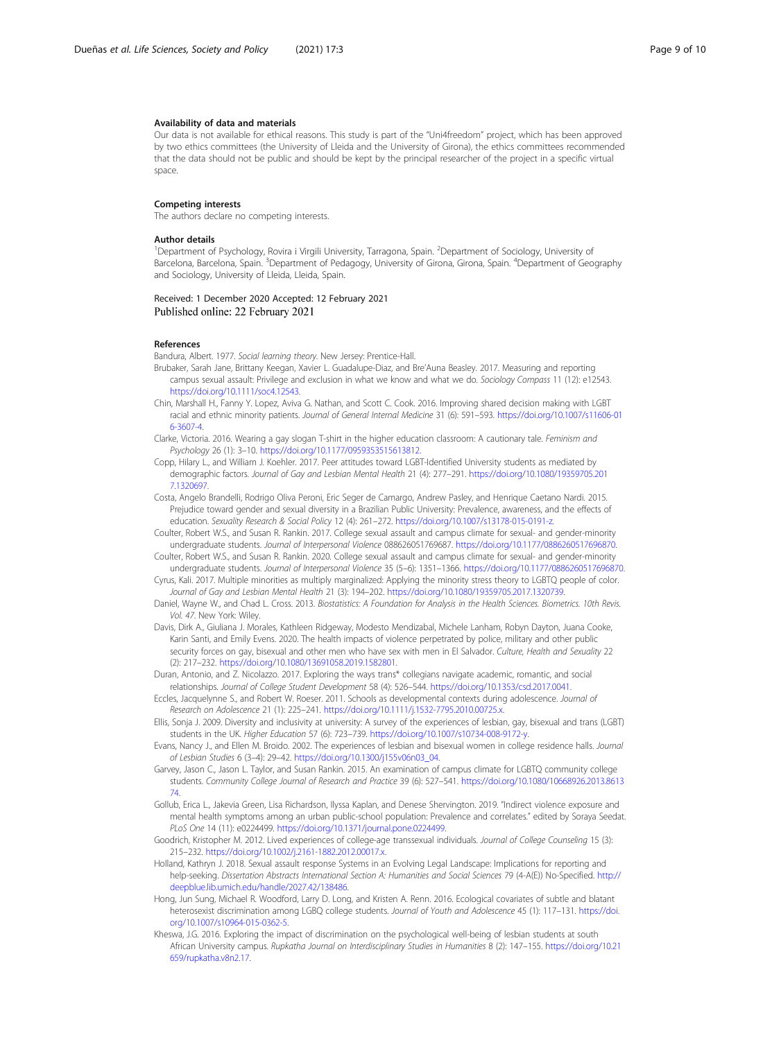### Availability of data and materials

Our data is not available for ethical reasons. This study is part of the "Uni4freedom" project, which has been approved by two ethics committees (the University of Lleida and the University of Girona), the ethics committees recommended that the data should not be public and should be kept by the principal researcher of the project in a specific virtual space.

### Competing interests

The authors declare no competing interests.

### Author details

[1]Department of Psychology, Rovira i Virgili University, Tarragona, Spain. [2]Department of Sociology, University of Barcelona, Barcelona, Spain. [3]Department of Pedagogy, University of Girona, Girona, Spain. [4]Department of Geography and Sociology, University of Lleida, Lleida, Spain.

Received: 1 December 2020 Accepted: 12 February 2021
Published online: 22 February 2021

### References

Bandura, Albert. 1977. *Social learning theory*. New Jersey: Prentice-Hall.

Brubaker, Sarah Jane, Brittany Keegan, Xavier L. Guadalupe-Diaz, and Bre'Auna Beasley. 2017. Measuring and reporting campus sexual assault: Privilege and exclusion in what we know and what we do. *Sociology Compass* 11 (12): e12543. https://doi.org/10.1111/soc4.12543.

Chin, Marshall H., Fanny Y. Lopez, Aviva G. Nathan, and Scott C. Cook. 2016. Improving shared decision making with LGBT racial and ethnic minority patients. *Journal of General Internal Medicine* 31 (6): 591–593. https://doi.org/10.1007/s11606-016-3607-4.

Clarke, Victoria. 2016. Wearing a gay slogan T-shirt in the higher education classroom: A cautionary tale. *Feminism and Psychology* 26 (1): 3–10. https://doi.org/10.1177/0959353515613812.

Copp, Hilary L., and William J. Koehler. 2017. Peer attitudes toward LGBT-Identified University students as mediated by demographic factors. *Journal of Gay and Lesbian Mental Health* 21 (4): 277–291. https://doi.org/10.1080/19359705.2017.1320697.

Costa, Angelo Brandelli, Rodrigo Oliva Peroni, Eric Seger de Camargo, Andrew Pasley, and Henrique Caetano Nardi. 2015. Prejudice toward gender and sexual diversity in a Brazilian Public University: Prevalence, awareness, and the effects of education. *Sexuality Research & Social Policy* 12 (4): 261–272. https://doi.org/10.1007/s13178-015-0191-z.

Coulter, Robert W.S., and Susan R. Rankin. 2017. College sexual assault and campus climate for sexual- and gender-minority undergraduate students. *Journal of Interpersonal Violence* 088626051769687. https://doi.org/10.1177/0886260517696870.

Coulter, Robert W.S., and Susan R. Rankin. 2020. College sexual assault and campus climate for sexual- and gender-minority undergraduate students. *Journal of Interpersonal Violence* 35 (5–6): 1351–1366. https://doi.org/10.1177/0886260517696870.

Cyrus, Kali. 2017. Multiple minorities as multiply marginalized: Applying the minority stress theory to LGBTQ people of color. *Journal of Gay and Lesbian Mental Health* 21 (3): 194–202. https://doi.org/10.1080/19359705.2017.1320739.

Daniel, Wayne W., and Chad L. Cross. 2013. *Biostatistics: A Foundation for Analysis in the Health Sciences. Biometrics. 10th Revis. Vol. 47*. New York: Wiley.

Davis, Dirk A., Giuliana J. Morales, Kathleen Ridgeway, Modesto Mendizabal, Michele Lanham, Robyn Dayton, Juana Cooke, Karin Santi, and Emily Evens. 2020. The health impacts of violence perpetrated by police, military and other public security forces on gay, bisexual and other men who have sex with men in El Salvador. *Culture, Health and Sexuality* 22 (2): 217–232. https://doi.org/10.1080/13691058.2019.1582801.

Duran, Antonio, and Z. Nicolazzo. 2017. Exploring the ways trans* collegians navigate academic, romantic, and social relationships. *Journal of College Student Development* 58 (4): 526–544. https://doi.org/10.1353/csd.2017.0041.

Eccles, Jacquelynne S., and Robert W. Roeser. 2011. Schools as developmental contexts during adolescence. *Journal of Research on Adolescence* 21 (1): 225–241. https://doi.org/10.1111/j.1532-7795.2010.00725.x.

Ellis, Sonja J. 2009. Diversity and inclusivity at university: A survey of the experiences of lesbian, gay, bisexual and trans (LGBT) students in the UK. *Higher Education* 57 (6): 723–739. https://doi.org/10.1007/s10734-008-9172-y.

Evans, Nancy J., and Ellen M. Broido. 2002. The experiences of lesbian and bisexual women in college residence halls. *Journal of Lesbian Studies* 6 (3–4): 29–42. https://doi.org/10.1300/j155v06n03_04.

Garvey, Jason C., Jason L. Taylor, and Susan Rankin. 2015. An examination of campus climate for LGBTQ community college students. *Community College Journal of Research and Practice* 39 (6): 527–541. https://doi.org/10.1080/10668926.2013.861374.

Gollub, Erica L., Jakevia Green, Lisa Richardson, Ilyssa Kaplan, and Denese Shervington. 2019. "Indirect violence exposure and mental health symptoms among an urban public-school population: Prevalence and correlates." edited by Soraya Seedat. *PLoS One* 14 (11): e0224499. https://doi.org/10.1371/journal.pone.0224499.

Goodrich, Kristopher M. 2012. Lived experiences of college-age transsexual individuals. *Journal of College Counseling* 15 (3): 215–232. https://doi.org/10.1002/j.2161-1882.2012.00017.x.

Holland, Kathryn J. 2018. Sexual assault response Systems in an Evolving Legal Landscape: Implications for reporting and help-seeking. *Dissertation Abstracts International Section A: Humanities and Social Sciences* 79 (4-A(E)) No-Specified. http://deepblue.lib.umich.edu/handle/2027.42/138486.

Hong, Jun Sung, Michael R. Woodford, Larry D. Long, and Kristen A. Renn. 2016. Ecological covariates of subtle and blatant heterosexist discrimination among LGBQ college students. *Journal of Youth and Adolescence* 45 (1): 117–131. https://doi.org/10.1007/s10964-015-0362-5.

Kheswa, J.G. 2016. Exploring the impact of discrimination on the psychological well-being of lesbian students at south African University campus. *Rupkatha Journal on Interdisciplinary Studies in Humanities* 8 (2): 147–155. https://doi.org/10.21659/rupkatha.v8n2.17.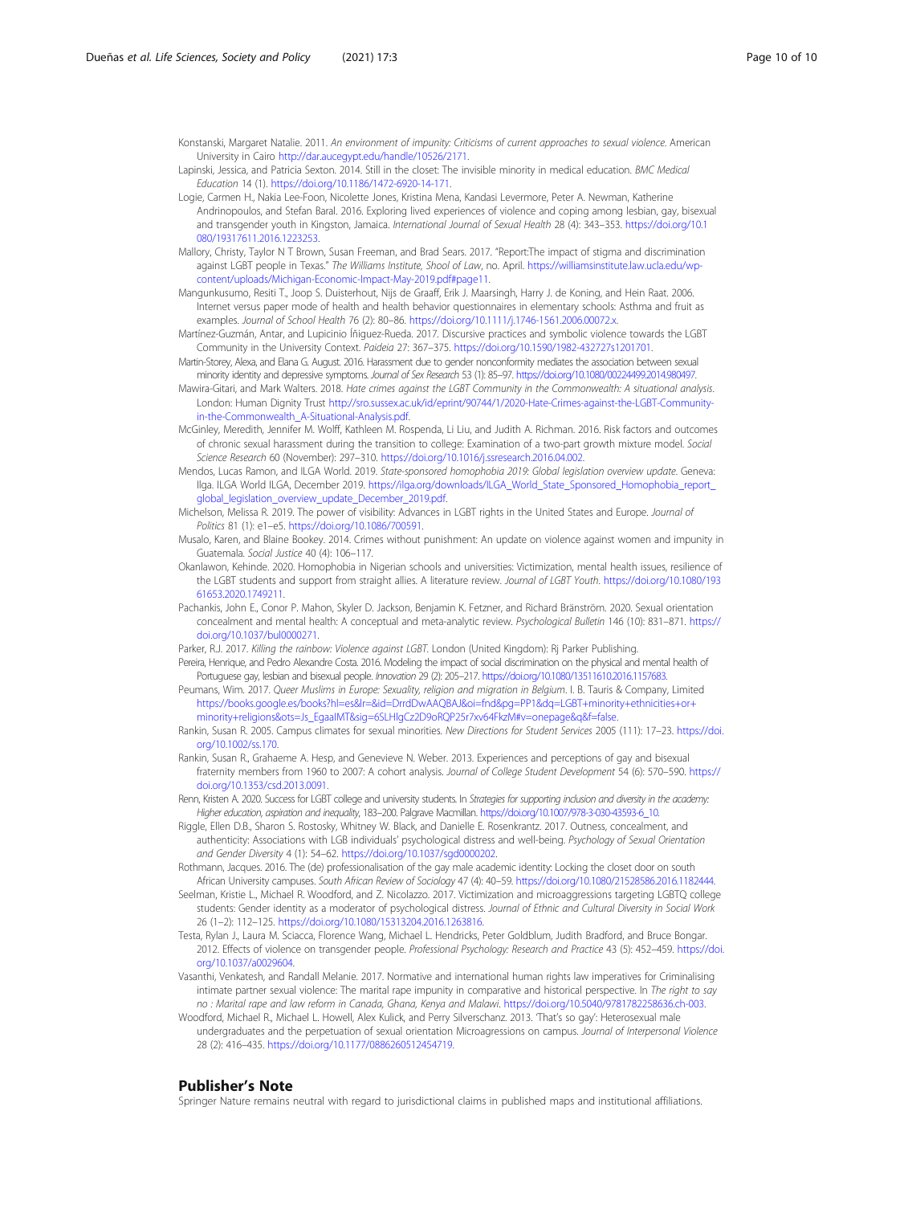Konstanski, Margaret Natalie. 2011. *An environment of impunity: Criticisms of current approaches to sexual violence*. American University in Cairo http://dar.aucegypt.edu/handle/10526/2171.

Lapinski, Jessica, and Patricia Sexton. 2014. Still in the closet: The invisible minority in medical education. *BMC Medical Education* 14 (1). https://doi.org/10.1186/1472-6920-14-171.

Logie, Carmen H., Nakia Lee-Foon, Nicolette Jones, Kristina Mena, Kandasi Levermore, Peter A. Newman, Katherine Andrinopoulos, and Stefan Baral. 2016. Exploring lived experiences of violence and coping among lesbian, gay, bisexual and transgender youth in Kingston, Jamaica. *International Journal of Sexual Health* 28 (4): 343–353. https://doi.org/10.1080/19317611.2016.1223253.

Mallory, Christy, Taylor N T Brown, Susan Freeman, and Brad Sears. 2017. "Report:The impact of stigma and discrimination against LGBT people in Texas." *The Williams Institute, Shool of Law*, no. April. https://williamsinstitute.law.ucla.edu/wp-content/uploads/Michigan-Economic-Impact-May-2019.pdf#page11.

Mangunkusumo, Resiti T., Joop S. Duisterhout, Nijs de Graaff, Erik J. Maarsingh, Harry J. de Koning, and Hein Raat. 2006. Internet versus paper mode of health and health behavior questionnaires in elementary schools: Asthma and fruit as examples. *Journal of School Health* 76 (2): 80–86. https://doi.org/10.1111/j.1746-1561.2006.00072.x.

Martínez-Guzmán, Antar, and Lupicinio Íñiguez-Rueda. 2017. Discursive practices and symbolic violence towards the LGBT Community in the University Context. *Paideia* 27: 367–375. https://doi.org/10.1590/1982-432727s1201701.

Martin-Storey, Alexa, and Elana G. August. 2016. Harassment due to gender nonconformity mediates the association between sexual minority identity and depressive symptoms. *Journal of Sex Research* 53 (1): 85–97. https://doi.org/10.1080/00224499.2014.980497.

Mawira-Gitari, and Mark Walters. 2018. *Hate crimes against the LGBT Community in the Commonwealth: A situational analysis*. London: Human Dignity Trust http://sro.sussex.ac.uk/id/eprint/90744/1/2020-Hate-Crimes-against-the-LGBT-Community-in-the-Commonwealth_A-Situational-Analysis.pdf.

McGinley, Meredith, Jennifer M. Wolff, Kathleen M. Rospenda, Li Liu, and Judith A. Richman. 2016. Risk factors and outcomes of chronic sexual harassment during the transition to college: Examination of a two-part growth mixture model. *Social Science Research* 60 (November): 297–310. https://doi.org/10.1016/j.ssresearch.2016.04.002.

Mendos, Lucas Ramon, and ILGA World. 2019. *State-sponsored homophobia 2019: Global legislation overview update*. Geneva: Ilga. ILGA World ILGA, December 2019. https://ilga.org/downloads/ILGA_World_State_Sponsored_Homophobia_report_global_legislation_overview_update_December_2019.pdf.

Michelson, Melissa R. 2019. The power of visibility: Advances in LGBT rights in the United States and Europe. *Journal of Politics* 81 (1): e1–e5. https://doi.org/10.1086/700591.

Musalo, Karen, and Blaine Bookey. 2014. Crimes without punishment: An update on violence against women and impunity in Guatemala. *Social Justice* 40 (4): 106–117.

Okanlawon, Kehinde. 2020. Homophobia in Nigerian schools and universities: Victimization, mental health issues, resilience of the LGBT students and support from straight allies. A literature review. *Journal of LGBT Youth*. https://doi.org/10.1080/19361653.2020.1749211.

Pachankis, John E., Conor P. Mahon, Skyler D. Jackson, Benjamin K. Fetzner, and Richard Bränström. 2020. Sexual orientation concealment and mental health: A conceptual and meta-analytic review. *Psychological Bulletin* 146 (10): 831–871. https://doi.org/10.1037/bul0000271.

Parker, R.J. 2017. *Killing the rainbow: Violence against LGBT*. London (United Kingdom): Rj Parker Publishing.

Pereira, Henrique, and Pedro Alexandre Costa. 2016. Modeling the impact of social discrimination on the physical and mental health of Portuguese gay, lesbian and bisexual people. *Innovation* 29 (2): 205–217. https://doi.org/10.1080/13511610.2016.1157683.

Peumans, Wim. 2017. *Queer Muslims in Europe: Sexuality, religion and migration in Belgium*. I. B. Tauris & Company, Limited https://books.google.es/books?hl=es&lr=&id=DrrdDwAAQBAJ&oi=fnd&pg=PP1&dq=LGBT+minority+ethnicities+or+minority+religions&ots=Js_EgaaIMT&sig=6SLHlgCz2D9oRQP25r7xv64FkzM#v=onepage&q&f=false.

Rankin, Susan R. 2005. Campus climates for sexual minorities. *New Directions for Student Services* 2005 (111): 17–23. https://doi.org/10.1002/ss.170.

Rankin, Susan R., Grahaeme A. Hesp, and Genevieve N. Weber. 2013. Experiences and perceptions of gay and bisexual fraternity members from 1960 to 2007: A cohort analysis. *Journal of College Student Development* 54 (6): 570–590. https://doi.org/10.1353/csd.2013.0091.

Renn, Kristen A. 2020. Success for LGBT college and university students. In *Strategies for supporting inclusion and diversity in the academy: Higher education, aspiration and inequality*, 183–200. Palgrave Macmillan. https://doi.org/10.1007/978-3-030-43593-6_10.

Riggle, Ellen D.B., Sharon S. Rostosky, Whitney W. Black, and Danielle E. Rosenkrantz. 2017. Outness, concealment, and authenticity: Associations with LGB individuals' psychological distress and well-being. *Psychology of Sexual Orientation and Gender Diversity* 4 (1): 54–62. https://doi.org/10.1037/sgd0000202.

Rothmann, Jacques. 2016. The (de) professionalisation of the gay male academic identity: Locking the closet door on south African University campuses. *South African Review of Sociology* 47 (4): 40–59. https://doi.org/10.1080/21528586.2016.1182444.

Seelman, Kristie L., Michael R. Woodford, and Z. Nicolazzo. 2017. Victimization and microaggressions targeting LGBTQ college students: Gender identity as a moderator of psychological distress. *Journal of Ethnic and Cultural Diversity in Social Work* 26 (1–2): 112–125. https://doi.org/10.1080/15313204.2016.1263816.

Testa, Rylan J., Laura M. Sciacca, Florence Wang, Michael L. Hendricks, Peter Goldblum, Judith Bradford, and Bruce Bongar. 2012. Effects of violence on transgender people. *Professional Psychology: Research and Practice* 43 (5): 452–459. https://doi.org/10.1037/a0029604.

Vasanthi, Venkatesh, and Randall Melanie. 2017. Normative and international human rights law imperatives for Criminalising intimate partner sexual violence: The marital rape impunity in comparative and historical perspective. In *The right to say no : Marital rape and law reform in Canada, Ghana, Kenya and Malawi*. https://doi.org/10.5040/9781782258636.ch-003.

Woodford, Michael R., Michael L. Howell, Alex Kulick, and Perry Silverschanz. 2013. 'That's so gay': Heterosexual male undergraduates and the perpetuation of sexual orientation Microagressions on campus. *Journal of Interpersonal Violence* 28 (2): 416–435. https://doi.org/10.1177/0886260512454719.

## Publisher's Note

Springer Nature remains neutral with regard to jurisdictional claims in published maps and institutional affiliations.